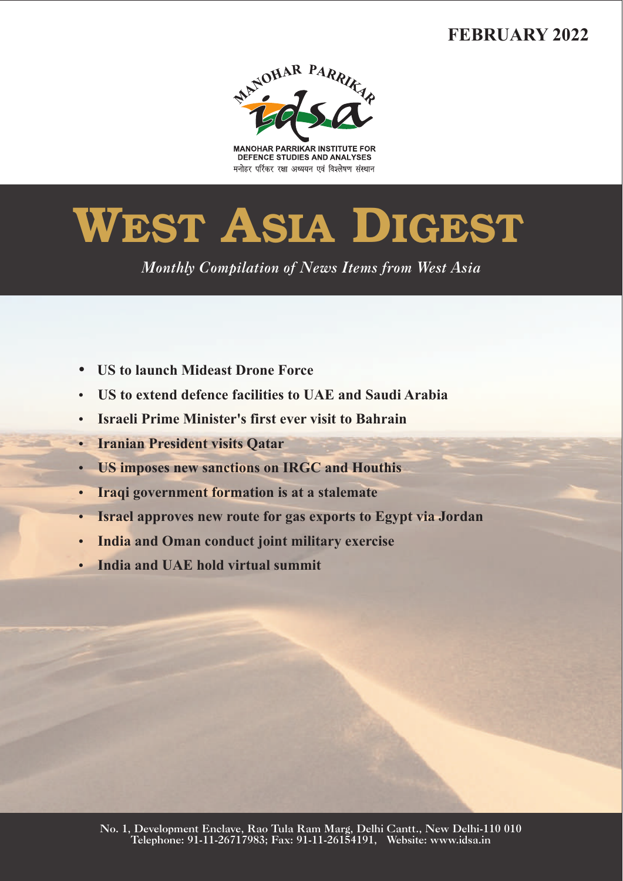**FEBRUARY 2022**

MANOHAR PARRIKAR

idsa

MANOHAR PARRIKAR INSTITUTE FOR DEFENCE STUDIES AND ANALYSES

मनोहर पर्रिकर रक्षा अध्ययन एवं विश्लेषण संस्थान

# WEST ASIA DIGEST

*Monthly Compilation of News Items from West Asia*

- **US to launch Mideast Drone Force**
- **US to extend defence facilities to UAE and Saudi Arabia**
- **Israeli Prime Minister's first ever visit to Bahrain**
- **Iranian President visits Qatar**
- **US imposes new sanctions on IRGC and Houthis**
- **Iraqi government formation is at a stalemate**
- **Israel approves new route for gas exports to Egypt via Jordan**
- **India and Oman conduct joint military exercise**
- **India and UAE hold virtual summit**

No. 1, Development Enclave, Rao Tula Ram Marg, Delhi Cantt., New Delhi-110 010
Telephone: 91-11-26717983; Fax: 91-11-26154191, Website: www.idsa.in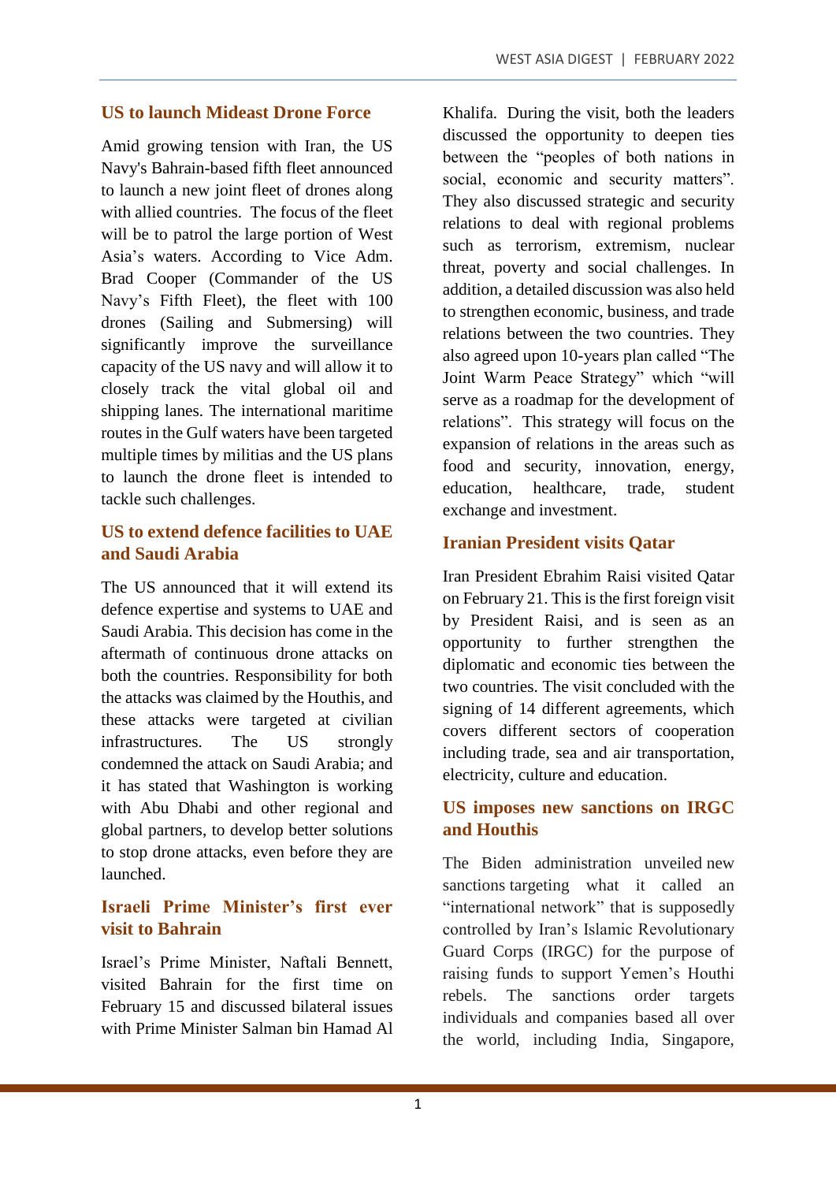## US to launch Mideast Drone Force

Amid growing tension with Iran, the US Navy's Bahrain-based fifth fleet announced to launch a new joint fleet of drones along with allied countries. The focus of the fleet will be to patrol the large portion of West Asia's waters. According to Vice Adm. Brad Cooper (Commander of the US Navy's Fifth Fleet), the fleet with 100 drones (Sailing and Submersing) will significantly improve the surveillance capacity of the US navy and will allow it to closely track the vital global oil and shipping lanes. The international maritime routes in the Gulf waters have been targeted multiple times by militias and the US plans to launch the drone fleet is intended to tackle such challenges.

## US to extend defence facilities to UAE and Saudi Arabia

The US announced that it will extend its defence expertise and systems to UAE and Saudi Arabia. This decision has come in the aftermath of continuous drone attacks on both the countries. Responsibility for both the attacks was claimed by the Houthis, and these attacks were targeted at civilian infrastructures. The US strongly condemned the attack on Saudi Arabia; and it has stated that Washington is working with Abu Dhabi and other regional and global partners, to develop better solutions to stop drone attacks, even before they are launched.

## Israeli Prime Minister's first ever visit to Bahrain

Israel's Prime Minister, Naftali Bennett, visited Bahrain for the first time on February 15 and discussed bilateral issues with Prime Minister Salman bin Hamad Al Khalifa. During the visit, both the leaders discussed the opportunity to deepen ties between the "peoples of both nations in social, economic and security matters". They also discussed strategic and security relations to deal with regional problems such as terrorism, extremism, nuclear threat, poverty and social challenges. In addition, a detailed discussion was also held to strengthen economic, business, and trade relations between the two countries. They also agreed upon 10-years plan called "The Joint Warm Peace Strategy" which "will serve as a roadmap for the development of relations". This strategy will focus on the expansion of relations in the areas such as food and security, innovation, energy, education, healthcare, trade, student exchange and investment.

## Iranian President visits Qatar

Iran President Ebrahim Raisi visited Qatar on February 21. This is the first foreign visit by President Raisi, and is seen as an opportunity to further strengthen the diplomatic and economic ties between the two countries. The visit concluded with the signing of 14 different agreements, which covers different sectors of cooperation including trade, sea and air transportation, electricity, culture and education.

## US imposes new sanctions on IRGC and Houthis

The Biden administration unveiled new sanctions targeting what it called an "international network" that is supposedly controlled by Iran's Islamic Revolutionary Guard Corps (IRGC) for the purpose of raising funds to support Yemen's Houthi rebels. The sanctions order targets individuals and companies based all over the world, including India, Singapore,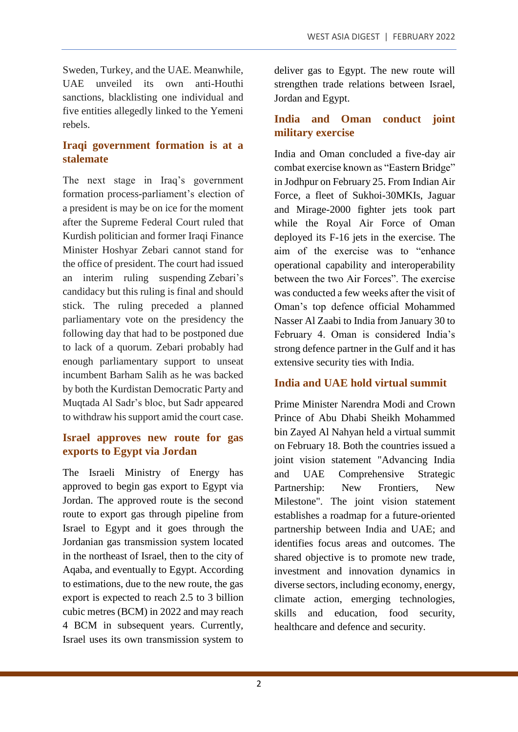Sweden, Turkey, and the UAE. Meanwhile, UAE unveiled its own anti-Houthi sanctions, blacklisting one individual and five entities allegedly linked to the Yemeni rebels.

## Iraqi government formation is at a stalemate

The next stage in Iraq's government formation process-parliament's election of a president is may be on ice for the moment after the Supreme Federal Court ruled that Kurdish politician and former Iraqi Finance Minister Hoshyar Zebari cannot stand for the office of president. The court had issued an interim ruling suspending Zebari's candidacy but this ruling is final and should stick. The ruling preceded a planned parliamentary vote on the presidency the following day that had to be postponed due to lack of a quorum. Zebari probably had enough parliamentary support to unseat incumbent Barham Salih as he was backed by both the Kurdistan Democratic Party and Muqtada Al Sadr's bloc, but Sadr appeared to withdraw his support amid the court case.

## Israel approves new route for gas exports to Egypt via Jordan

The Israeli Ministry of Energy has approved to begin gas export to Egypt via Jordan. The approved route is the second route to export gas through pipeline from Israel to Egypt and it goes through the Jordanian gas transmission system located in the northeast of Israel, then to the city of Aqaba, and eventually to Egypt. According to estimations, due to the new route, the gas export is expected to reach 2.5 to 3 billion cubic metres (BCM) in 2022 and may reach 4 BCM in subsequent years. Currently, Israel uses its own transmission system to deliver gas to Egypt. The new route will strengthen trade relations between Israel, Jordan and Egypt.

## India and Oman conduct joint military exercise

India and Oman concluded a five-day air combat exercise known as "Eastern Bridge" in Jodhpur on February 25. From Indian Air Force, a fleet of Sukhoi-30MKIs, Jaguar and Mirage-2000 fighter jets took part while the Royal Air Force of Oman deployed its F-16 jets in the exercise. The aim of the exercise was to "enhance operational capability and interoperability between the two Air Forces". The exercise was conducted a few weeks after the visit of Oman's top defence official Mohammed Nasser Al Zaabi to India from January 30 to February 4. Oman is considered India's strong defence partner in the Gulf and it has extensive security ties with India.

## India and UAE hold virtual summit

Prime Minister Narendra Modi and Crown Prince of Abu Dhabi Sheikh Mohammed bin Zayed Al Nahyan held a virtual summit on February 18. Both the countries issued a joint vision statement "Advancing India and UAE Comprehensive Strategic Partnership: New Frontiers, New Milestone". The joint vision statement establishes a roadmap for a future-oriented partnership between India and UAE; and identifies focus areas and outcomes. The shared objective is to promote new trade, investment and innovation dynamics in diverse sectors, including economy, energy, climate action, emerging technologies, skills and education, food security, healthcare and defence and security.